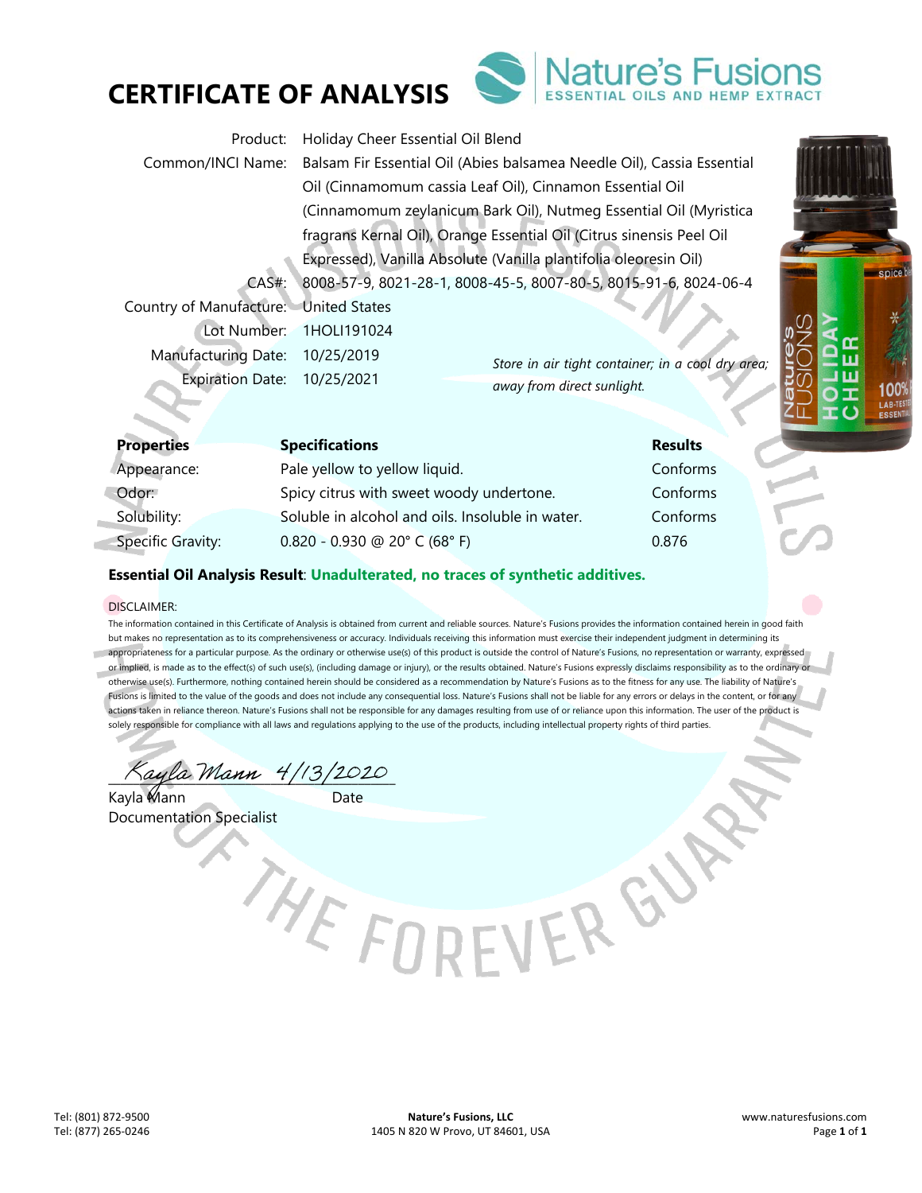# CERTIFICATE OF ANALYSIS

Nature's Fusions
ESSENTIAL OILS AND HEMP EXTRACT

| | |
|---|---|
| Product: | Holiday Cheer Essential Oil Blend |
| Common/INCI Name: | Balsam Fir Essential Oil (Abies balsamea Needle Oil), Cassia Essential Oil (Cinnamomum cassia Leaf Oil), Cinnamon Essential Oil (Cinnamomum zeylanicum Bark Oil), Nutmeg Essential Oil (Myristica fragrans Kernal Oil), Orange Essential Oil (Citrus sinensis Peel Oil Expressed), Vanilla Absolute (Vanilla plantifolia oleoresin Oil) |
| CAS#: | 8008-57-9, 8021-28-1, 8008-45-5, 8007-80-5, 8015-91-6, 8024-06-4 |
| Country of Manufacture: | United States |
| Lot Number: | 1HOLI191024 |
| Manufacturing Date: | 10/25/2019 |
| Expiration Date: | 10/25/2021 |

*Store in air tight container; in a cool dry area; away from direct sunlight.*

| Properties | Specifications | Results |
|---|---|---|
| Appearance: | Pale yellow to yellow liquid. | Conforms |
| Odor: | Spicy citrus with sweet woody undertone. | Conforms |
| Solubility: | Soluble in alcohol and oils. Insoluble in water. | Conforms |
| Specific Gravity: | 0.820 - 0.930 @ 20° C (68° F) | 0.876 |

**Essential Oil Analysis Result**: **Unadulterated, no traces of synthetic additives.**

DISCLAIMER:

The information contained in this Certificate of Analysis is obtained from current and reliable sources. Nature's Fusions provides the information contained herein in good faith but makes no representation as to its comprehensiveness or accuracy. Individuals receiving this information must exercise their independent judgment in determining its appropriateness for a particular purpose. As the ordinary or otherwise use(s) of this product is outside the control of Nature's Fusions, no representation or warranty, expressed or implied, is made as to the effect(s) of such use(s), (including damage or injury), or the results obtained. Nature's Fusions expressly disclaims responsibility as to the ordinary or otherwise use(s). Furthermore, nothing contained herein should be considered as a recommendation by Nature's Fusions as to the fitness for any use. The liability of Nature's Fusions is limited to the value of the goods and does not include any consequential loss. Nature's Fusions shall not be liable for any errors or delays in the content, or for any actions taken in reliance thereon. Nature's Fusions shall not be responsible for any damages resulting from use of or reliance upon this information. The user of the product is solely responsible for compliance with all laws and regulations applying to the use of the products, including intellectual property rights of third parties.

Kayla Mann 4/13/2020

Kayla Mann — Date

Documentation Specialist

Tel: (801) 872-9500
Tel: (877) 265-0246

**Nature's Fusions, LLC**
1405 N 820 W Provo, UT 84601, USA

www.naturesfusions.com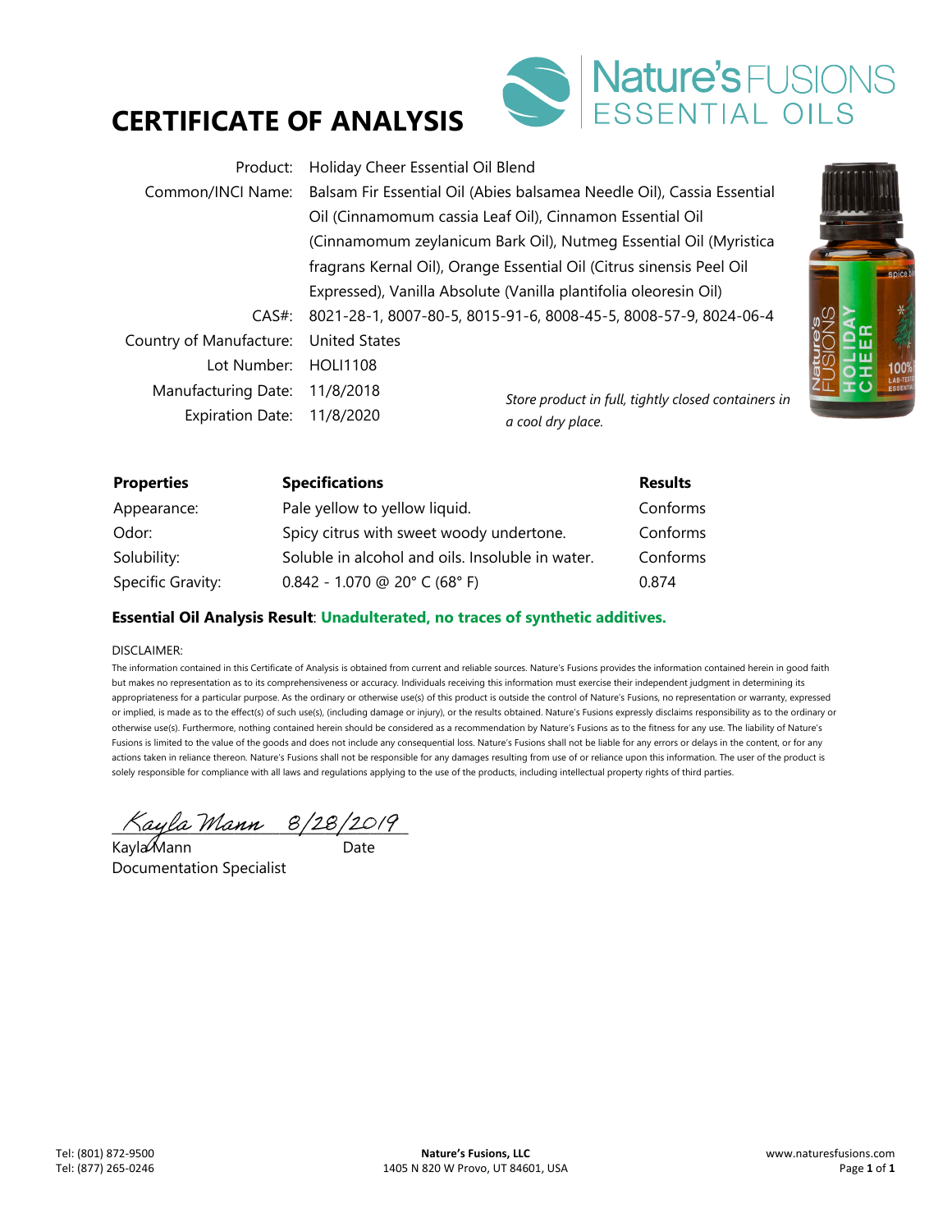# CERTIFICATE OF ANALYSIS

Nature's FUSIONS ESSENTIAL OILS

| | |
|---|---|
| Product: | Holiday Cheer Essential Oil Blend |
| Common/INCI Name: | Balsam Fir Essential Oil (Abies balsamea Needle Oil), Cassia Essential Oil (Cinnamomum cassia Leaf Oil), Cinnamon Essential Oil (Cinnamomum zeylanicum Bark Oil), Nutmeg Essential Oil (Myristica fragrans Kernal Oil), Orange Essential Oil (Citrus sinensis Peel Oil Expressed), Vanilla Absolute (Vanilla plantifolia oleoresin Oil) |
| CAS#: | 8021-28-1, 8007-80-5, 8015-91-6, 8008-45-5, 8008-57-9, 8024-06-4 |
| Country of Manufacture: | United States |
| Lot Number: | HOLI1108 |
| Manufacturing Date: | 11/8/2018 |
| Expiration Date: | 11/8/2020 |

*Store product in full, tightly closed containers in a cool dry place.*

| Properties | Specifications | Results |
|---|---|---|
| Appearance: | Pale yellow to yellow liquid. | Conforms |
| Odor: | Spicy citrus with sweet woody undertone. | Conforms |
| Solubility: | Soluble in alcohol and oils. Insoluble in water. | Conforms |
| Specific Gravity: | 0.842 - 1.070 @ 20° C (68° F) | 0.874 |

**Essential Oil Analysis Result**: **Unadulterated, no traces of synthetic additives.**

DISCLAIMER:

The information contained in this Certificate of Analysis is obtained from current and reliable sources. Nature's Fusions provides the information contained herein in good faith but makes no representation as to its comprehensiveness or accuracy. Individuals receiving this information must exercise their independent judgment in determining its appropriateness for a particular purpose. As the ordinary or otherwise use(s) of this product is outside the control of Nature's Fusions, no representation or warranty, expressed or implied, is made as to the effect(s) of such use(s), (including damage or injury), or the results obtained. Nature's Fusions expressly disclaims responsibility as to the ordinary or otherwise use(s). Furthermore, nothing contained herein should be considered as a recommendation by Nature's Fusions as to the fitness for any use. The liability of Nature's Fusions is limited to the value of the goods and does not include any consequential loss. Nature's Fusions shall not be liable for any errors or delays in the content, or for any actions taken in reliance thereon. Nature's Fusions shall not be responsible for any damages resulting from use of or reliance upon this information. The user of the product is solely responsible for compliance with all laws and regulations applying to the use of the products, including intellectual property rights of third parties.

Kayla Mann 8/28/2019

Kayla Mann Date

Documentation Specialist

Tel: (801) 872-9500
Tel: (877) 265-0246

**Nature's Fusions, LLC**
1405 N 820 W Provo, UT 84601, USA

www.naturesfusions.com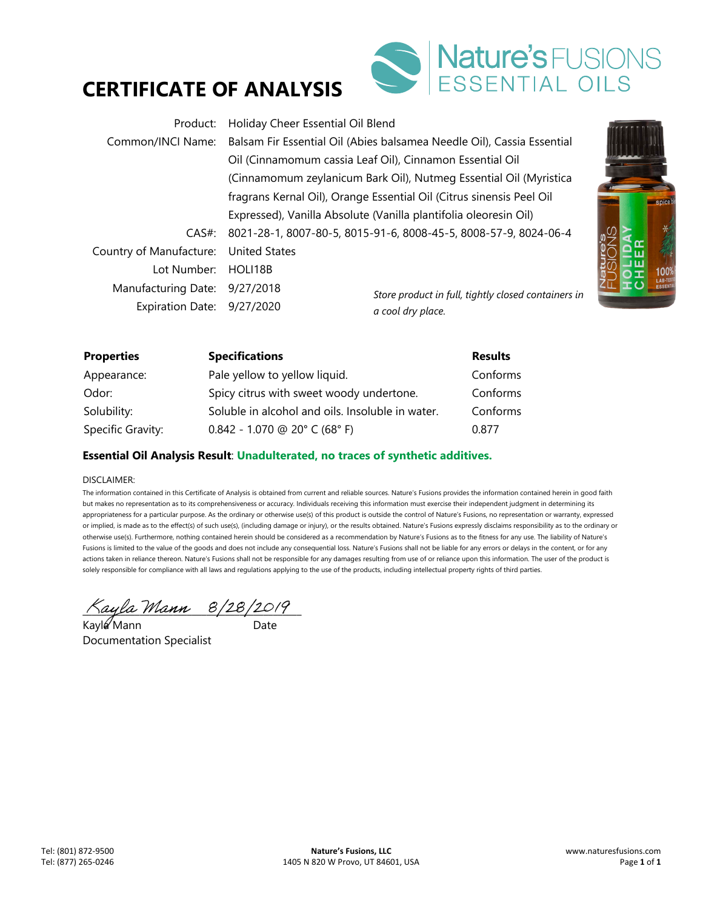# CERTIFICATE OF ANALYSIS

Nature's FUSIONS ESSENTIAL OILS

| | |
|---|---|
| Product: | Holiday Cheer Essential Oil Blend |
| Common/INCI Name: | Balsam Fir Essential Oil (Abies balsamea Needle Oil), Cassia Essential Oil (Cinnamomum cassia Leaf Oil), Cinnamon Essential Oil (Cinnamomum zeylanicum Bark Oil), Nutmeg Essential Oil (Myristica fragrans Kernal Oil), Orange Essential Oil (Citrus sinensis Peel Oil Expressed), Vanilla Absolute (Vanilla plantifolia oleoresin Oil) |
| CAS#: | 8021-28-1, 8007-80-5, 8015-91-6, 8008-45-5, 8008-57-9, 8024-06-4 |
| Country of Manufacture: | United States |
| Lot Number: | HOLI18B |
| Manufacturing Date: | 9/27/2018 |
| Expiration Date: | 9/27/2020 |

*Store product in full, tightly closed containers in a cool dry place.*

| **Properties** | **Specifications** | **Results** |
|---|---|---|
| Appearance: | Pale yellow to yellow liquid. | Conforms |
| Odor: | Spicy citrus with sweet woody undertone. | Conforms |
| Solubility: | Soluble in alcohol and oils. Insoluble in water. | Conforms |
| Specific Gravity: | 0.842 - 1.070 @ 20° C (68° F) | 0.877 |

**Essential Oil Analysis Result**: **Unadulterated, no traces of synthetic additives.**

DISCLAIMER:

The information contained in this Certificate of Analysis is obtained from current and reliable sources. Nature's Fusions provides the information contained herein in good faith but makes no representation as to its comprehensiveness or accuracy. Individuals receiving this information must exercise their independent judgment in determining its appropriateness for a particular purpose. As the ordinary or otherwise use(s) of this product is outside the control of Nature's Fusions, no representation or warranty, expressed or implied, is made as to the effect(s) of such use(s), (including damage or injury), or the results obtained. Nature's Fusions expressly disclaims responsibility as to the ordinary or otherwise use(s). Furthermore, nothing contained herein should be considered as a recommendation by Nature's Fusions as to the fitness for any use. The liability of Nature's Fusions is limited to the value of the goods and does not include any consequential loss. Nature's Fusions shall not be liable for any errors or delays in the content, or for any actions taken in reliance thereon. Nature's Fusions shall not be responsible for any damages resulting from use of or reliance upon this information. The user of the product is solely responsible for compliance with all laws and regulations applying to the use of the products, including intellectual property rights of third parties.

Kayla Mann 8/28/2019

Kayla Mann — Date

Documentation Specialist

Tel: (801) 872-9500
Tel: (877) 265-0246

**Nature's Fusions, LLC**
1405 N 820 W Provo, UT 84601, USA

www.naturesfusions.com